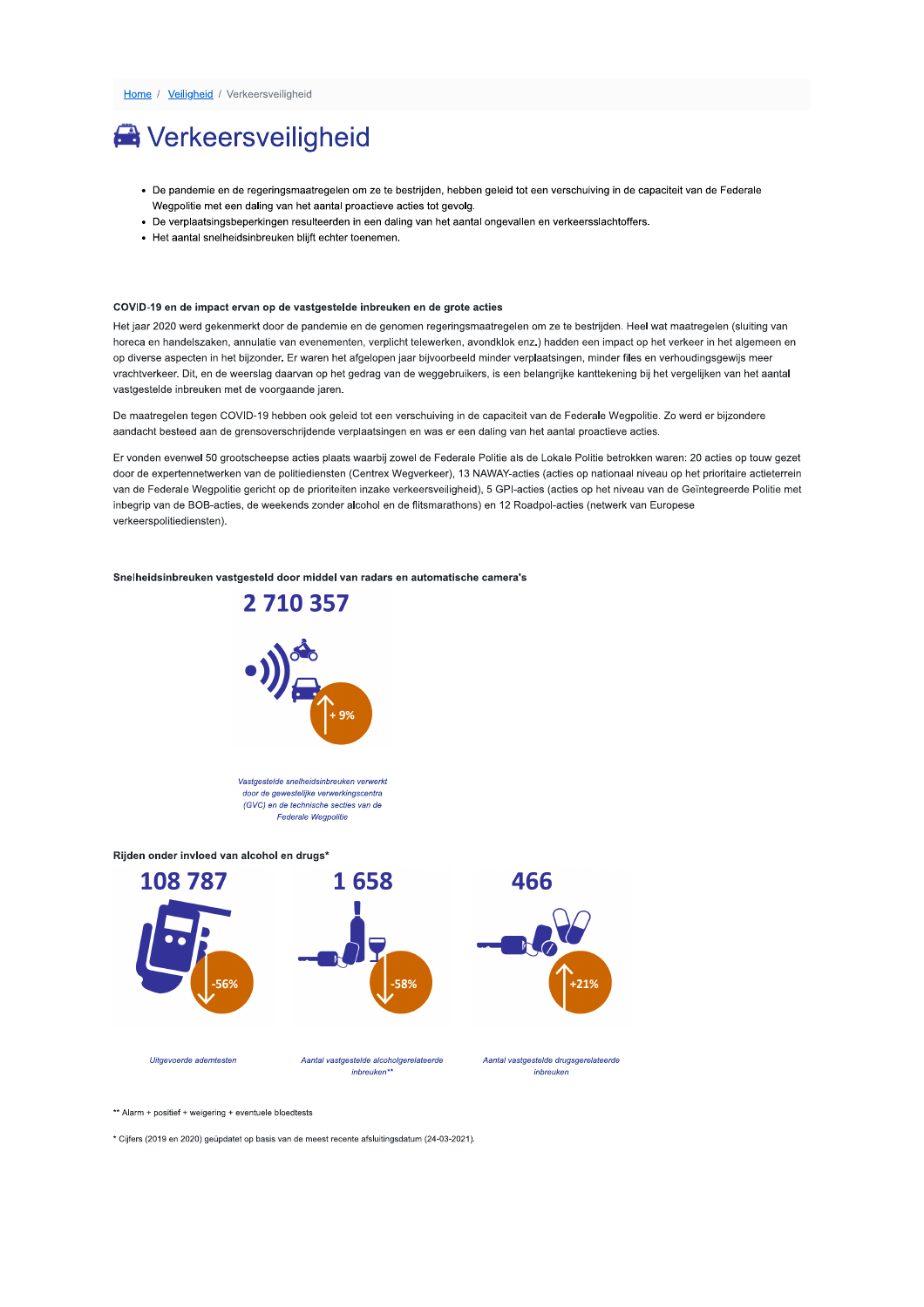Home / Veiligheid / Verkeersveiligheid

# Verkeersveiligheid

- De pandemie en de regeringsmaatregelen om ze te bestrijden, hebben geleid tot een verschuiving in de capaciteit van de Federale Wegpolitie met een daling van het aantal proactieve acties tot gevolg.
- De verplaatsingsbeperkingen resulteerden in een daling van het aantal ongevallen en verkeersslachtoffers.
- Het aantal snelheidsinbreuken blijft echter toenemen.

**COVID-19 en de impact ervan op de vastgestelde inbreuken en de grote acties**

Het jaar 2020 werd gekenmerkt door de pandemie en de genomen regeringsmaatregelen om ze te bestrijden. Heel wat maatregelen (sluiting van horeca en handelszaken, annulatie van evenementen, verplicht telewerken, avondklok enz.) hadden een impact op het verkeer in het algemeen en op diverse aspecten in het bijzonder. Er waren het afgelopen jaar bijvoorbeeld minder verplaatsingen, minder files en verhoudingsgewijs meer vrachtverkeer. Dit, en de weerslag daarvan op het gedrag van de weggebruikers, is een belangrijke kanttekening bij het vergelijken van het aantal vastgestelde inbreuken met de voorgaande jaren.

De maatregelen tegen COVID-19 hebben ook geleid tot een verschuiving in de capaciteit van de Federale Wegpolitie. Zo werd er bijzondere aandacht besteed aan de grensoverschrijdende verplaatsingen en was er een daling van het aantal proactieve acties.

Er vonden evenwel 50 grootscheepse acties plaats waarbij zowel de Federale Politie als de Lokale Politie betrokken waren: 20 acties op touw gezet door de expertennetwerken van de politiediensten (Centrex Wegverkeer), 13 NAWAY-acties (acties op nationaal niveau op het prioritaire actieterrein van de Federale Wegpolitie gericht op de prioriteiten inzake verkeersveiligheid), 5 GPI-acties (acties op het niveau van de Geïntegreerde Politie met inbegrip van de BOB-acties, de weekends zonder alcohol en de flitsmarathons) en 12 Roadpol-acties (netwerk van Europese verkeerspolitiediensten).

**Snelheidsinbreuken vastgesteld door middel van radars en automatische camera's**

**2 710 357**

+ 9%

*Vastgestelde snelheidsinbreuken verwerkt door de gewestelijke verwerkingscentra (GVC) en de technische secties van de Federale Wegpolitie*

**Rijden onder invloed van alcohol en drugs***

**108 787**

-56%

*Uitgevoerde ademtesten*

**1 658**

-58%

*Aantal vastgestelde alcoholgerelateerde inbreuken***

**466**

+21%

*Aantal vastgestelde drugsgerelateerde inbreuken*

** Alarm + positief + weigering + eventuele bloedtests

* Cijfers (2019 en 2020) geüpdatet op basis van de meest recente afsluitingsdatum (24-03-2021).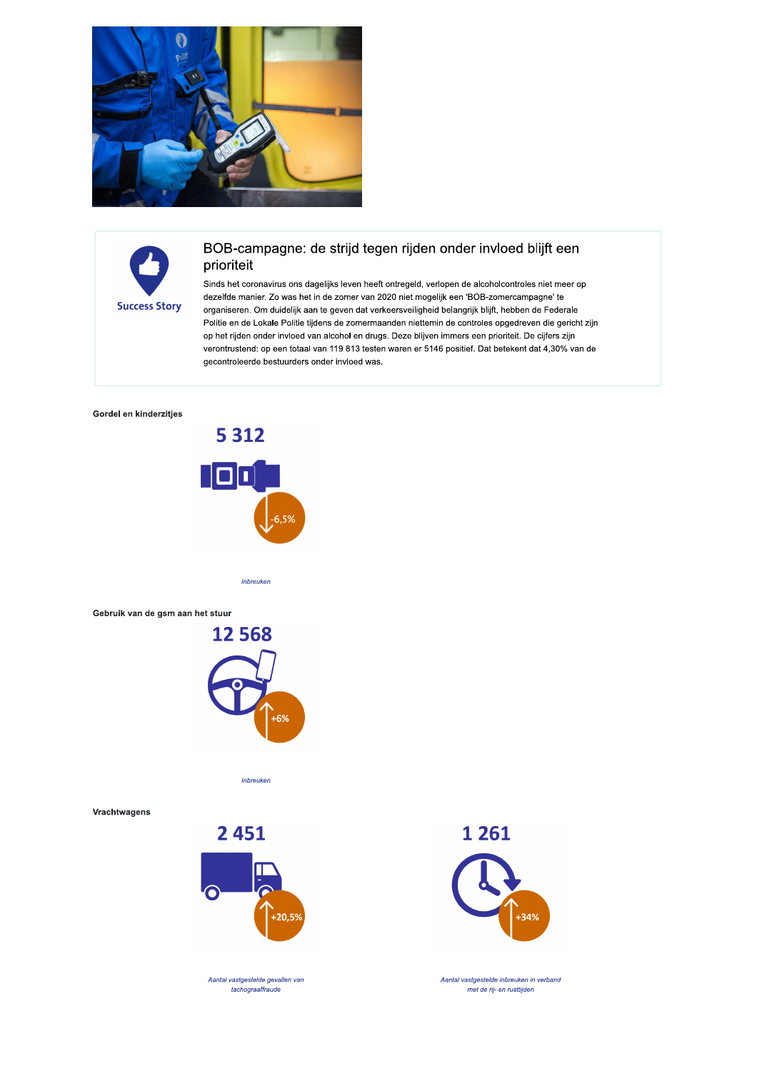Success Story

## BOB-campagne: de strijd tegen rijden onder invloed blijft een prioriteit

Sinds het coronavirus ons dagelijks leven heeft ontregeld, verlopen de alcoholcontroles niet meer op dezelfde manier. Zo was het in de zomer van 2020 niet mogelijk een 'BOB-zomercampagne' te organiseren. Om duidelijk aan te geven dat verkeersveiligheid belangrijk blijft, hebben de Federale Politie en de Lokale Politie tijdens de zomermaanden niettemin de controles opgedreven die gericht zijn op het rijden onder invloed van alcohol en drugs. Deze blijven immers een prioriteit. De cijfers zijn verontrustend: op een totaal van 119 813 testen waren er 5146 positief. Dat betekent dat 4,30% van de gecontroleerde bestuurders onder invloed was.

**Gordel en kinderzitjes**

5 312

-6,5%

*Inbreuken*

**Gebruik van de gsm aan het stuur**

12 568

+6%

*Inbreuken*

**Vrachtwagens**

2 451

+20,5%

*Aantal vastgestelde gevallen van tachograaffraude*

1 261

+34%

*Aantal vastgestelde inbreuken in verband met de rij- en rusttijden*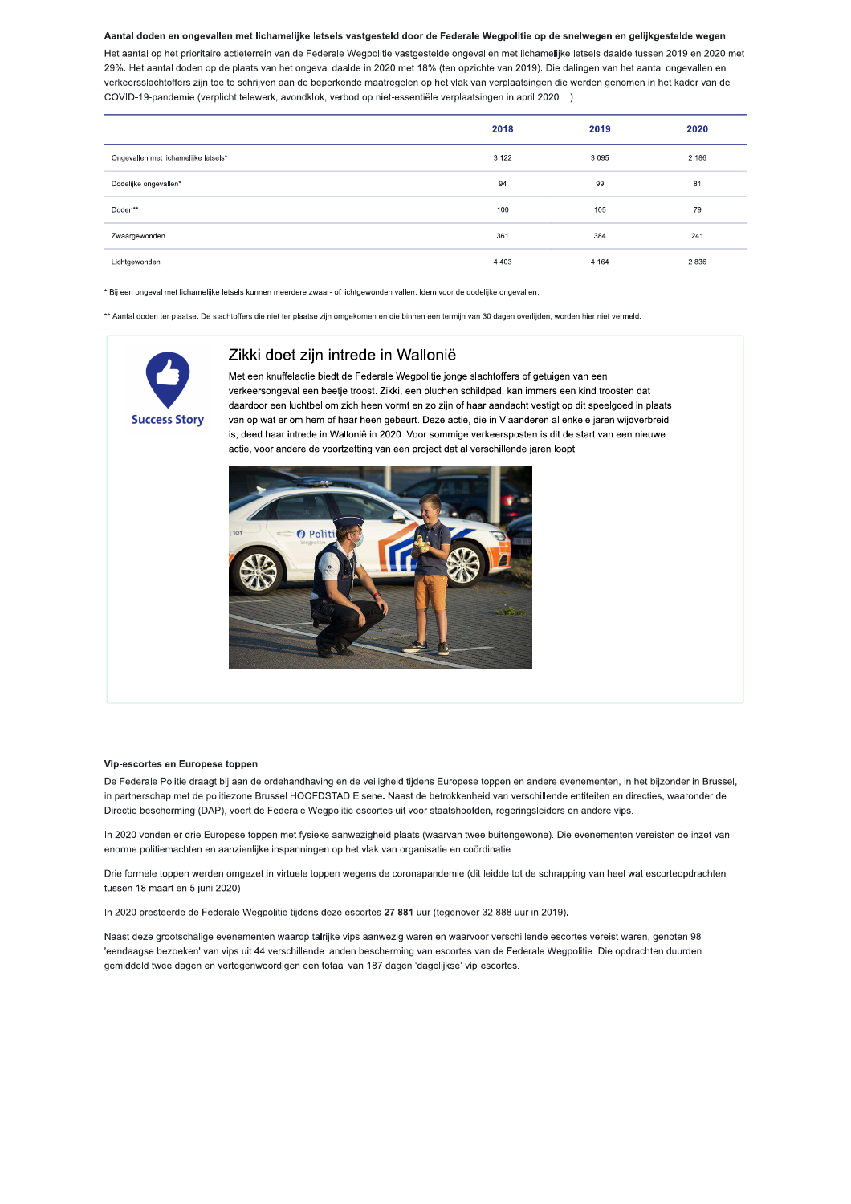**Aantal doden en ongevallen met lichamelijke letsels vastgesteld door de Federale Wegpolitie op de snelwegen en gelijkgestelde wegen**

Het aantal op het prioritaire actieterrein van de Federale Wegpolitie vastgestelde ongevallen met lichamelijke letsels daalde tussen 2019 en 2020 met 29%. Het aantal doden op de plaats van het ongeval daalde in 2020 met 18% (ten opzichte van 2019). Die dalingen van het aantal ongevallen en verkeersslachtoffers zijn toe te schrijven aan de beperkende maatregelen op het vlak van verplaatsingen die werden genomen in het kader van de COVID-19-pandemie (verplicht telewerk, avondklok, verbod op niet-essentiële verplaatsingen in april 2020 ...).

| | 2018 | 2019 | 2020 |
|---|---|---|---|
| Ongevallen met lichamelijke letsels* | 3 122 | 3 095 | 2 186 |
| Dodelijke ongevallen* | 94 | 99 | 81 |
| Doden** | 100 | 105 | 79 |
| Zwaargewonden | 361 | 384 | 241 |
| Lichtgewonden | 4 403 | 4 164 | 2 836 |

* Bij een ongeval met lichamelijke letsels kunnen meerdere zwaar- of lichtgewonden vallen. Idem voor de dodelijke ongevallen.

** Aantal doden ter plaatse. De slachtoffers die niet ter plaatse zijn omgekomen en die binnen een termijn van 30 dagen overlijden, worden hier niet vermeld.

Success Story

## Zikki doet zijn intrede in Wallonië

Met een knuffelactie biedt de Federale Wegpolitie jonge slachtoffers of getuigen van een verkeersongeval een beetje troost. Zikki, een pluchen schildpad, kan immers een kind troosten dat daardoor een luchtbel om zich heen vormt en zo zijn of haar aandacht vestigt op dit speelgoed in plaats van op wat er om hem of haar heen gebeurt. Deze actie, die in Vlaanderen al enkele jaren wijdverbreid is, deed haar intrede in Wallonië in 2020. Voor sommige verkeersposten is dit de start van een nieuwe actie, voor andere de voortzetting van een project dat al verschillende jaren loopt.

**Vip-escortes en Europese toppen**

De Federale Politie draagt bij aan de ordehandhaving en de veiligheid tijdens Europese toppen en andere evenementen, in het bijzonder in Brussel, in partnerschap met de politiezone Brussel HOOFDSTAD Elsene**.** Naast de betrokkenheid van verschillende entiteiten en directies, waaronder de Directie bescherming (DAP), voert de Federale Wegpolitie escortes uit voor staatshoofden, regeringsleiders en andere vips.

In 2020 vonden er drie Europese toppen met fysieke aanwezigheid plaats (waarvan twee buitengewone). Die evenementen vereisten de inzet van enorme politiemachten en aanzienlijke inspanningen op het vlak van organisatie en coördinatie.

Drie formele toppen werden omgezet in virtuele toppen wegens de coronapandemie (dit leidde tot de schrapping van heel wat escorteopdrachten tussen 18 maart en 5 juni 2020).

In 2020 presteerde de Federale Wegpolitie tijdens deze escortes **27 881** uur (tegenover 32 888 uur in 2019).

Naast deze grootschalige evenementen waarop talrijke vips aanwezig waren en waarvoor verschillende escortes vereist waren, genoten 98 'eendaagse bezoeken' van vips uit 44 verschillende landen bescherming van escortes van de Federale Wegpolitie. Die opdrachten duurden gemiddeld twee dagen en vertegenwoordigen een totaal van 187 dagen 'dagelijkse' vip-escortes.